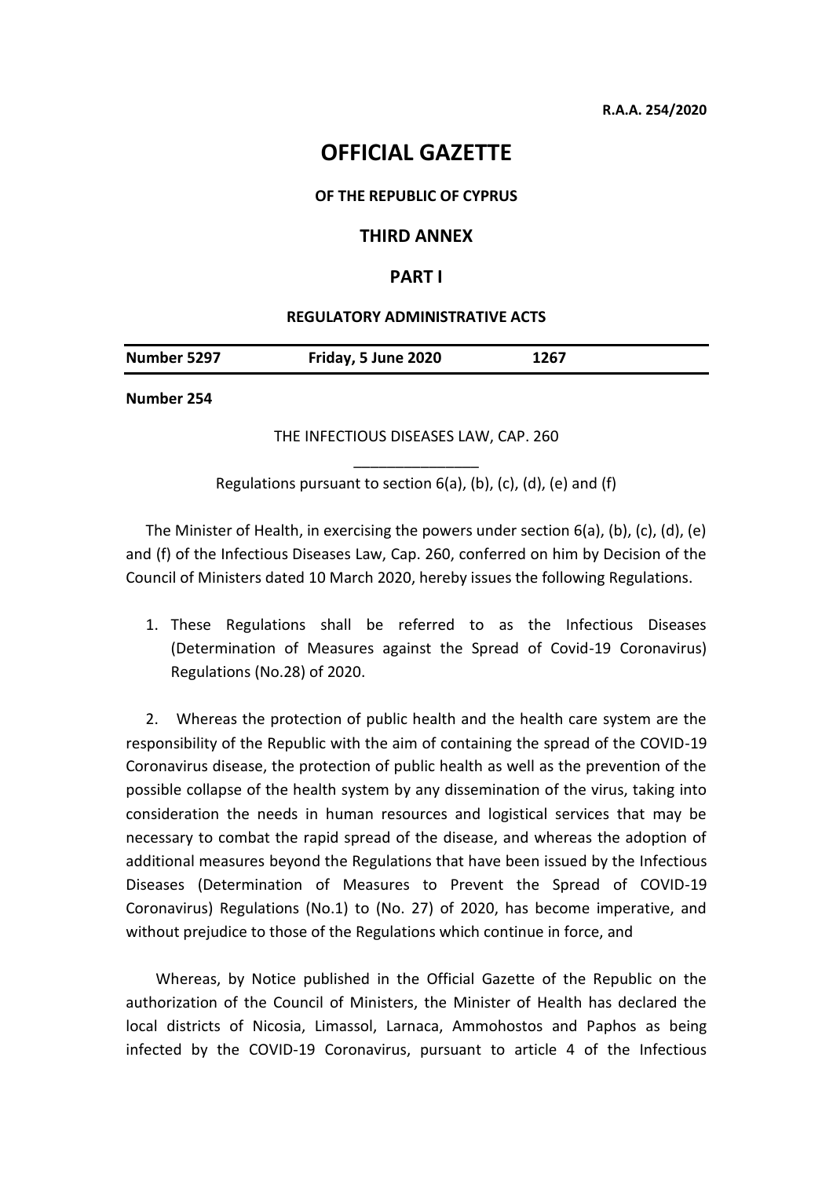**R.A.A. 254/2020**

# OFFICIAL GAZETTE

**OF THE REPUBLIC OF CYPRUS**

## THIRD ANNEX

## PART I

**REGULATORY ADMINISTRATIVE ACTS**

| **Number 5297** | **Friday, 5 June 2020** | **1267** |
|---|---|---|

**Number 254**

THE INFECTIOUS DISEASES LAW, CAP. 260

\_\_\_\_\_\_\_\_\_\_\_\_\_\_\_

Regulations pursuant to section 6(a), (b), (c), (d), (e) and (f)

The Minister of Health, in exercising the powers under section 6(a), (b), (c), (d), (e) and (f) of the Infectious Diseases Law, Cap. 260, conferred on him by Decision of the Council of Ministers dated 10 March 2020, hereby issues the following Regulations.

1. These Regulations shall be referred to as the Infectious Diseases (Determination of Measures against the Spread of Covid-19 Coronavirus) Regulations (No.28) of 2020.

2. Whereas the protection of public health and the health care system are the responsibility of the Republic with the aim of containing the spread of the COVID-19 Coronavirus disease, the protection of public health as well as the prevention of the possible collapse of the health system by any dissemination of the virus, taking into consideration the needs in human resources and logistical services that may be necessary to combat the rapid spread of the disease, and whereas the adoption of additional measures beyond the Regulations that have been issued by the Infectious Diseases (Determination of Measures to Prevent the Spread of COVID-19 Coronavirus) Regulations (No.1) to (No. 27) of 2020, has become imperative, and without prejudice to those of the Regulations which continue in force, and

Whereas, by Notice published in the Official Gazette of the Republic on the authorization of the Council of Ministers, the Minister of Health has declared the local districts of Nicosia, Limassol, Larnaca, Ammohostos and Paphos as being infected by the COVID-19 Coronavirus, pursuant to article 4 of the Infectious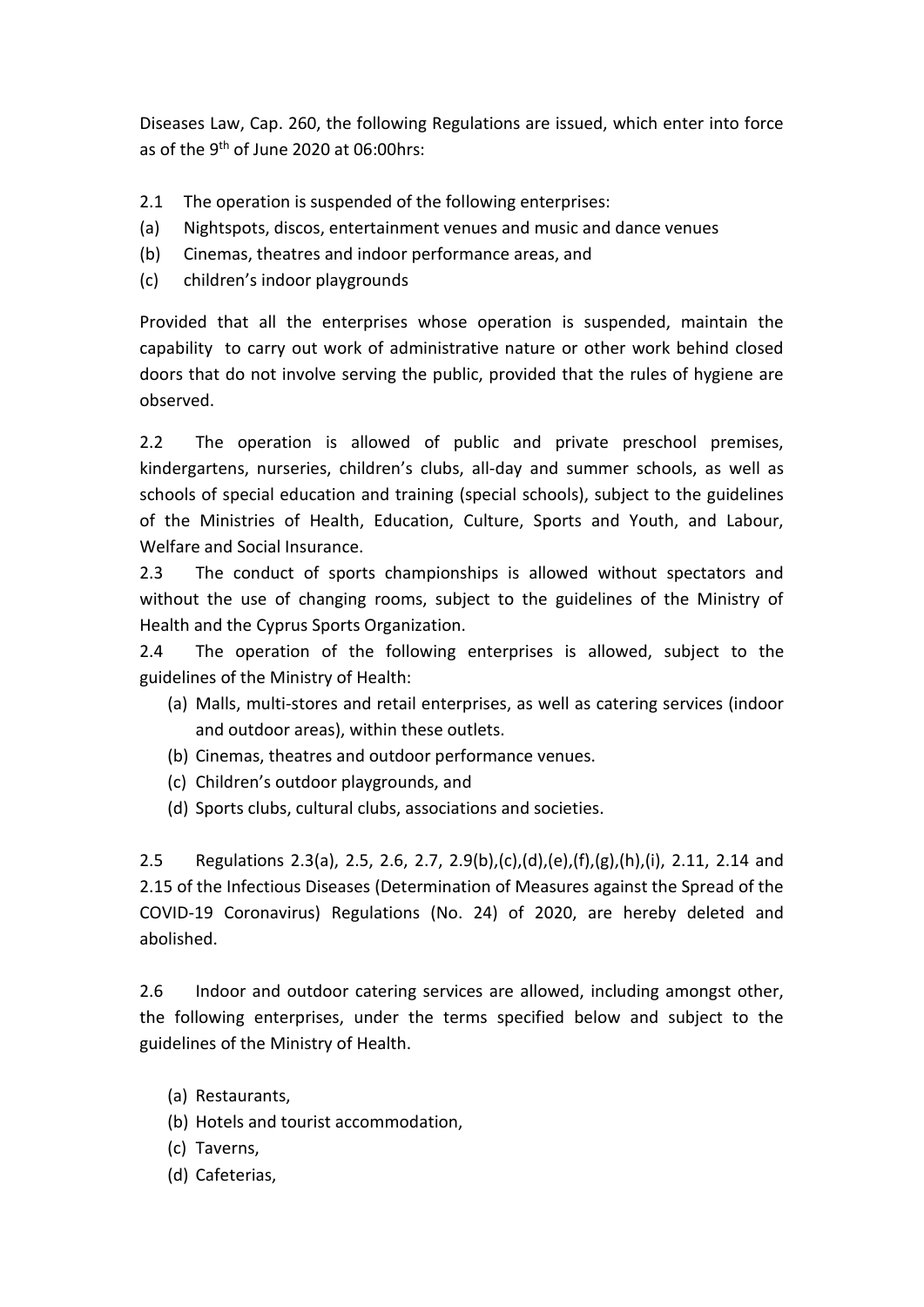Diseases Law, Cap. 260, the following Regulations are issued, which enter into force as of the 9th of June 2020 at 06:00hrs:

2.1 The operation is suspended of the following enterprises:

(a) Nightspots, discos, entertainment venues and music and dance venues

(b) Cinemas, theatres and indoor performance areas, and

(c) children's indoor playgrounds

Provided that all the enterprises whose operation is suspended, maintain the capability to carry out work of administrative nature or other work behind closed doors that do not involve serving the public, provided that the rules of hygiene are observed.

2.2 The operation is allowed of public and private preschool premises, kindergartens, nurseries, children's clubs, all-day and summer schools, as well as schools of special education and training (special schools), subject to the guidelines of the Ministries of Health, Education, Culture, Sports and Youth, and Labour, Welfare and Social Insurance.

2.3 The conduct of sports championships is allowed without spectators and without the use of changing rooms, subject to the guidelines of the Ministry of Health and the Cyprus Sports Organization.

2.4 The operation of the following enterprises is allowed, subject to the guidelines of the Ministry of Health:

(a) Malls, multi-stores and retail enterprises, as well as catering services (indoor and outdoor areas), within these outlets.

(b) Cinemas, theatres and outdoor performance venues.

(c) Children's outdoor playgrounds, and

(d) Sports clubs, cultural clubs, associations and societies.

2.5 Regulations 2.3(a), 2.5, 2.6, 2.7, 2.9(b),(c),(d),(e),(f),(g),(h),(i), 2.11, 2.14 and 2.15 of the Infectious Diseases (Determination of Measures against the Spread of the COVID-19 Coronavirus) Regulations (No. 24) of 2020, are hereby deleted and abolished.

2.6 Indoor and outdoor catering services are allowed, including amongst other, the following enterprises, under the terms specified below and subject to the guidelines of the Ministry of Health.

(a) Restaurants,

(b) Hotels and tourist accommodation,

(c) Taverns,

(d) Cafeterias,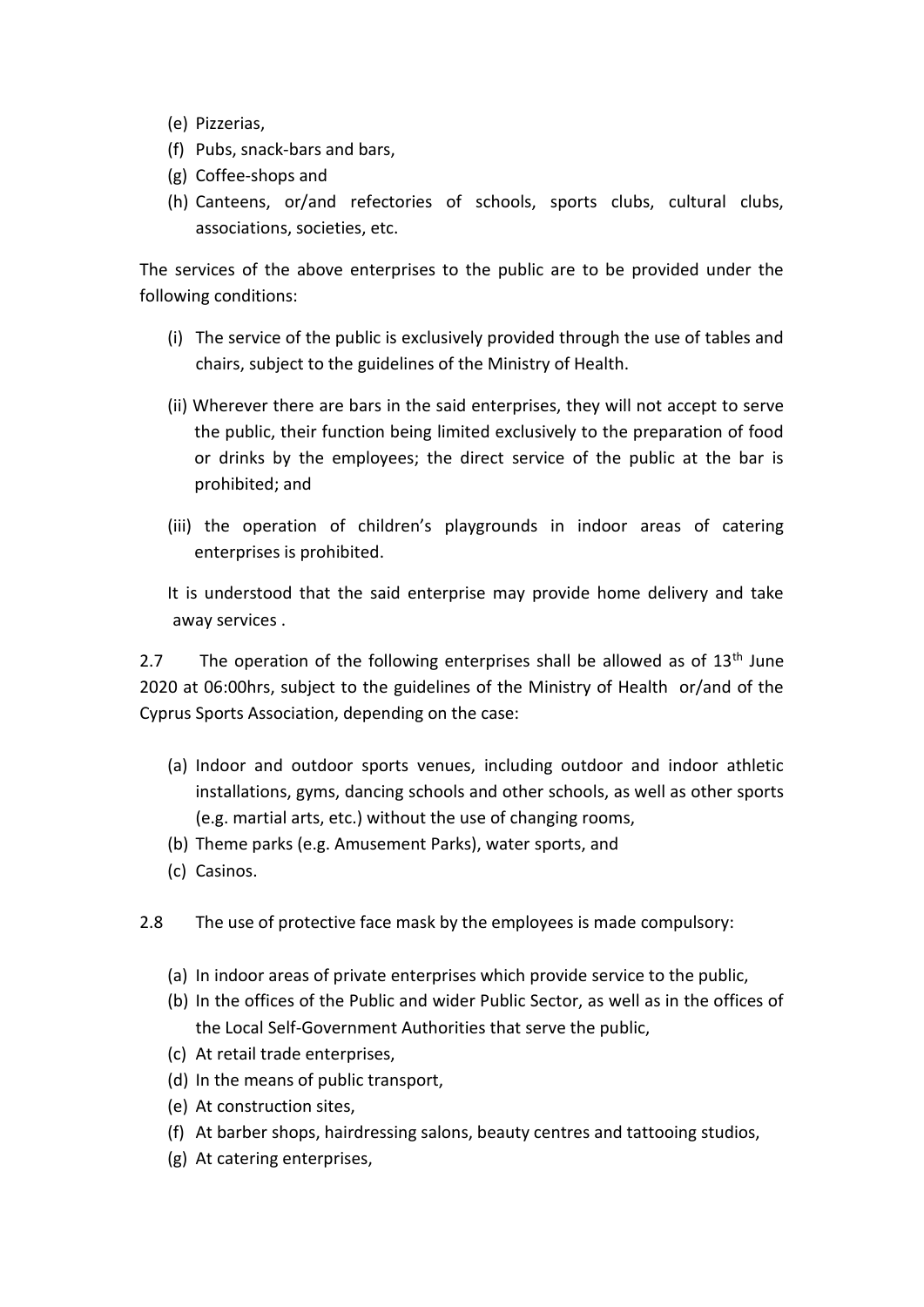(e) Pizzerias,
(f) Pubs, snack-bars and bars,
(g) Coffee-shops and
(h) Canteens, or/and refectories of schools, sports clubs, cultural clubs, associations, societies, etc.

The services of the above enterprises to the public are to be provided under the following conditions:

(i) The service of the public is exclusively provided through the use of tables and chairs, subject to the guidelines of the Ministry of Health.

(ii) Wherever there are bars in the said enterprises, they will not accept to serve the public, their function being limited exclusively to the preparation of food or drinks by the employees; the direct service of the public at the bar is prohibited; and

(iii) the operation of children's playgrounds in indoor areas of catering enterprises is prohibited.

It is understood that the said enterprise may provide home delivery and take away services .

2.7 The operation of the following enterprises shall be allowed as of 13th June 2020 at 06:00hrs, subject to the guidelines of the Ministry of Health or/and of the Cyprus Sports Association, depending on the case:

(a) Indoor and outdoor sports venues, including outdoor and indoor athletic installations, gyms, dancing schools and other schools, as well as other sports (e.g. martial arts, etc.) without the use of changing rooms,
(b) Theme parks (e.g. Amusement Parks), water sports, and
(c) Casinos.

2.8 The use of protective face mask by the employees is made compulsory:

(a) In indoor areas of private enterprises which provide service to the public,
(b) In the offices of the Public and wider Public Sector, as well as in the offices of the Local Self-Government Authorities that serve the public,
(c) At retail trade enterprises,
(d) In the means of public transport,
(e) At construction sites,
(f) At barber shops, hairdressing salons, beauty centres and tattooing studios,
(g) At catering enterprises,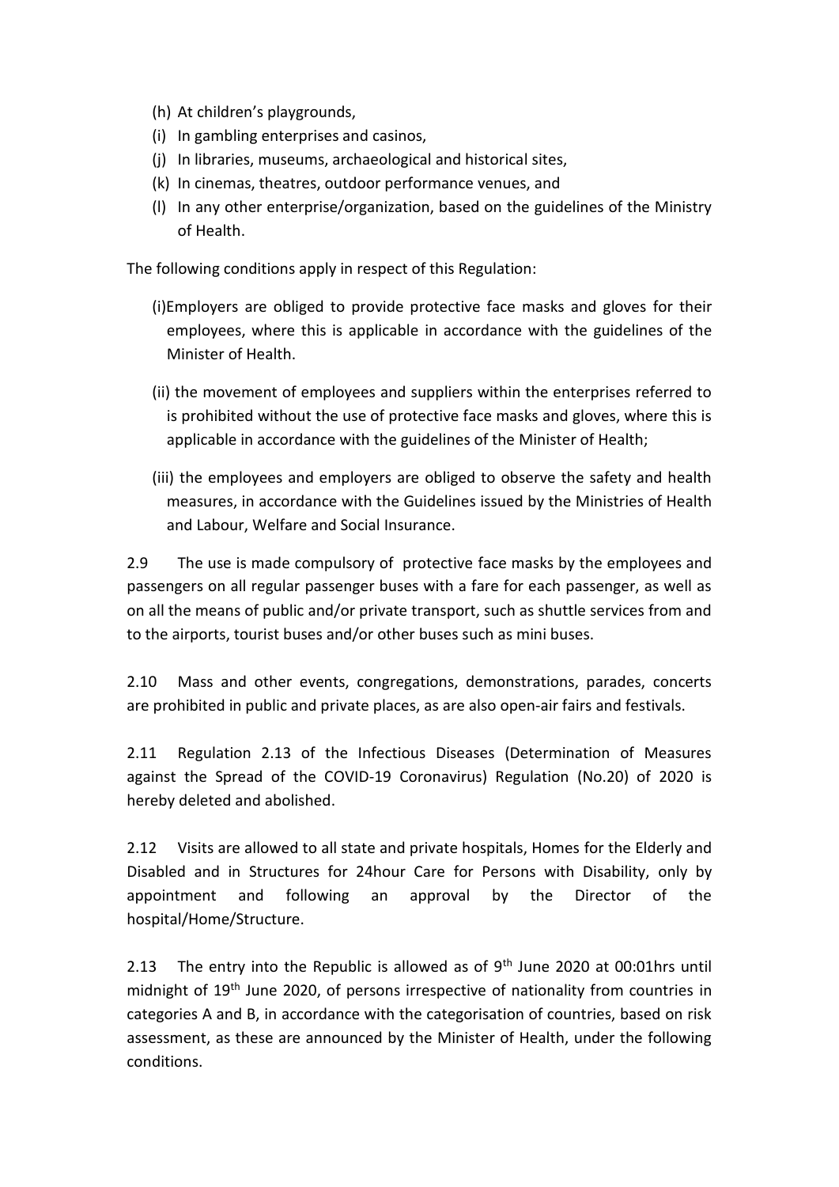(h) At children's playgrounds,
(i) In gambling enterprises and casinos,
(j) In libraries, museums, archaeological and historical sites,
(k) In cinemas, theatres, outdoor performance venues, and
(l) In any other enterprise/organization, based on the guidelines of the Ministry of Health.

The following conditions apply in respect of this Regulation:

(i)Employers are obliged to provide protective face masks and gloves for their employees, where this is applicable in accordance with the guidelines of the Minister of Health.

(ii) the movement of employees and suppliers within the enterprises referred to is prohibited without the use of protective face masks and gloves, where this is applicable in accordance with the guidelines of the Minister of Health;

(iii) the employees and employers are obliged to observe the safety and health measures, in accordance with the Guidelines issued by the Ministries of Health and Labour, Welfare and Social Insurance.

2.9 The use is made compulsory of protective face masks by the employees and passengers on all regular passenger buses with a fare for each passenger, as well as on all the means of public and/or private transport, such as shuttle services from and to the airports, tourist buses and/or other buses such as mini buses.

2.10 Mass and other events, congregations, demonstrations, parades, concerts are prohibited in public and private places, as are also open-air fairs and festivals.

2.11 Regulation 2.13 of the Infectious Diseases (Determination of Measures against the Spread of the COVID-19 Coronavirus) Regulation (No.20) of 2020 is hereby deleted and abolished.

2.12 Visits are allowed to all state and private hospitals, Homes for the Elderly and Disabled and in Structures for 24hour Care for Persons with Disability, only by appointment and following an approval by the Director of the hospital/Home/Structure.

2.13 The entry into the Republic is allowed as of 9th June 2020 at 00:01hrs until midnight of 19th June 2020, of persons irrespective of nationality from countries in categories A and B, in accordance with the categorisation of countries, based on risk assessment, as these are announced by the Minister of Health, under the following conditions.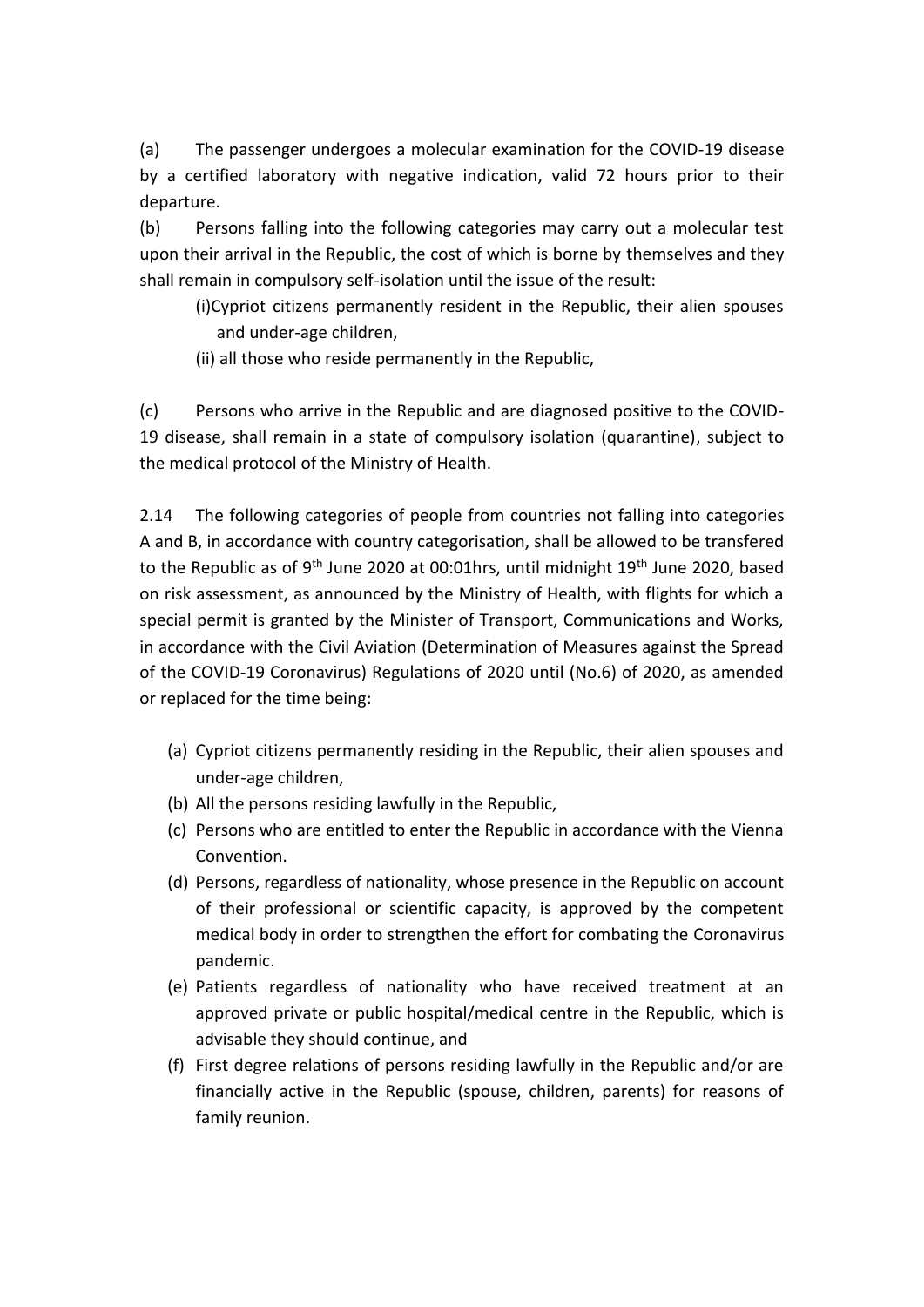(a) The passenger undergoes a molecular examination for the COVID-19 disease by a certified laboratory with negative indication, valid 72 hours prior to their departure.

(b) Persons falling into the following categories may carry out a molecular test upon their arrival in the Republic, the cost of which is borne by themselves and they shall remain in compulsory self-isolation until the issue of the result:

(i)Cypriot citizens permanently resident in the Republic, their alien spouses and under-age children,

(ii) all those who reside permanently in the Republic,

(c) Persons who arrive in the Republic and are diagnosed positive to the COVID-19 disease, shall remain in a state of compulsory isolation (quarantine), subject to the medical protocol of the Ministry of Health.

2.14 The following categories of people from countries not falling into categories A and B, in accordance with country categorisation, shall be allowed to be transfered to the Republic as of 9th June 2020 at 00:01hrs, until midnight 19th June 2020, based on risk assessment, as announced by the Ministry of Health, with flights for which a special permit is granted by the Minister of Transport, Communications and Works, in accordance with the Civil Aviation (Determination of Measures against the Spread of the COVID-19 Coronavirus) Regulations of 2020 until (No.6) of 2020, as amended or replaced for the time being:

(a) Cypriot citizens permanently residing in the Republic, their alien spouses and under-age children,

(b) All the persons residing lawfully in the Republic,

(c) Persons who are entitled to enter the Republic in accordance with the Vienna Convention.

(d) Persons, regardless of nationality, whose presence in the Republic on account of their professional or scientific capacity, is approved by the competent medical body in order to strengthen the effort for combating the Coronavirus pandemic.

(e) Patients regardless of nationality who have received treatment at an approved private or public hospital/medical centre in the Republic, which is advisable they should continue, and

(f) First degree relations of persons residing lawfully in the Republic and/or are financially active in the Republic (spouse, children, parents) for reasons of family reunion.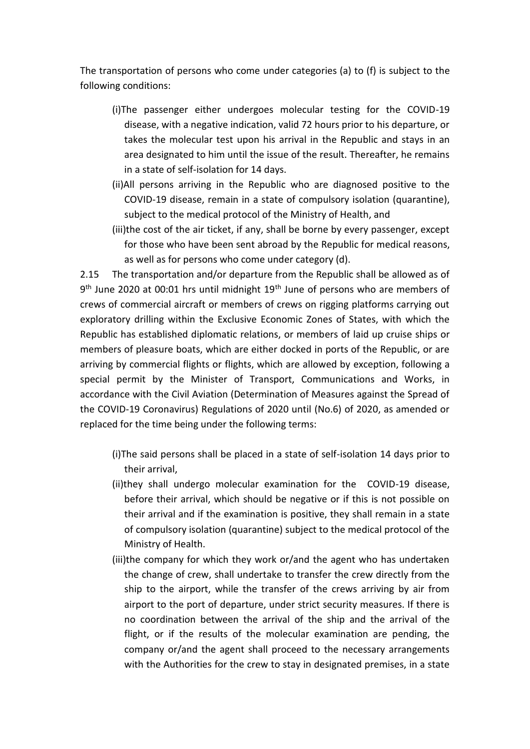The transportation of persons who come under categories (a) to (f) is subject to the following conditions:

- (i)The passenger either undergoes molecular testing for the COVID-19 disease, with a negative indication, valid 72 hours prior to his departure, or takes the molecular test upon his arrival in the Republic and stays in an area designated to him until the issue of the result. Thereafter, he remains in a state of self-isolation for 14 days.
- (ii)All persons arriving in the Republic who are diagnosed positive to the COVID-19 disease, remain in a state of compulsory isolation (quarantine), subject to the medical protocol of the Ministry of Health, and
- (iii)the cost of the air ticket, if any, shall be borne by every passenger, except for those who have been sent abroad by the Republic for medical reasons, as well as for persons who come under category (d).

2.15 The transportation and/or departure from the Republic shall be allowed as of 9th June 2020 at 00:01 hrs until midnight 19th June of persons who are members of crews of commercial aircraft or members of crews on rigging platforms carrying out exploratory drilling within the Exclusive Economic Zones of States, with which the Republic has established diplomatic relations, or members of laid up cruise ships or members of pleasure boats, which are either docked in ports of the Republic, or are arriving by commercial flights or flights, which are allowed by exception, following a special permit by the Minister of Transport, Communications and Works, in accordance with the Civil Aviation (Determination of Measures against the Spread of the COVID-19 Coronavirus) Regulations of 2020 until (No.6) of 2020, as amended or replaced for the time being under the following terms:

- (i)The said persons shall be placed in a state of self-isolation 14 days prior to their arrival,
- (ii)they shall undergo molecular examination for the COVID-19 disease, before their arrival, which should be negative or if this is not possible on their arrival and if the examination is positive, they shall remain in a state of compulsory isolation (quarantine) subject to the medical protocol of the Ministry of Health.
- (iii)the company for which they work or/and the agent who has undertaken the change of crew, shall undertake to transfer the crew directly from the ship to the airport, while the transfer of the crews arriving by air from airport to the port of departure, under strict security measures. If there is no coordination between the arrival of the ship and the arrival of the flight, or if the results of the molecular examination are pending, the company or/and the agent shall proceed to the necessary arrangements with the Authorities for the crew to stay in designated premises, in a state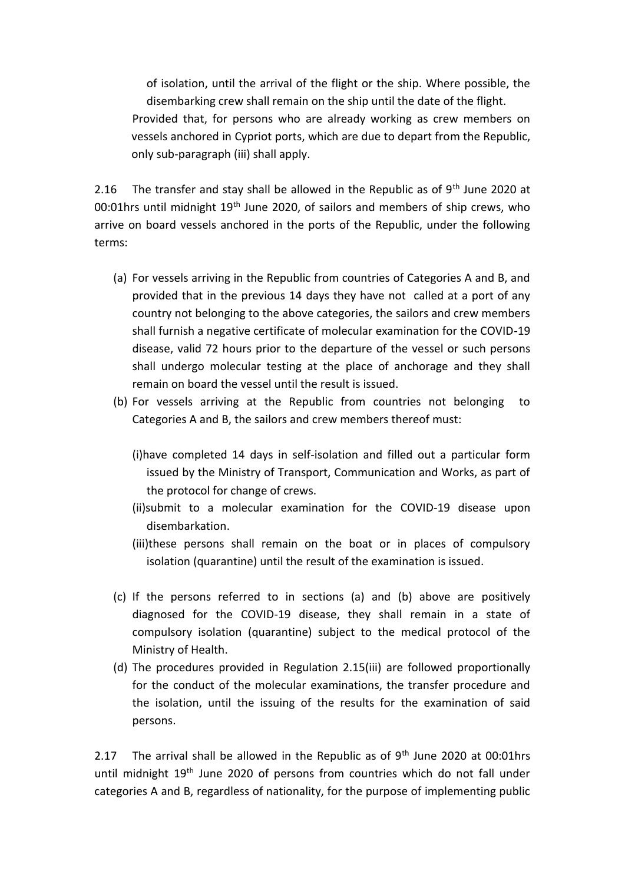of isolation, until the arrival of the flight or the ship. Where possible, the disembarking crew shall remain on the ship until the date of the flight.

Provided that, for persons who are already working as crew members on vessels anchored in Cypriot ports, which are due to depart from the Republic, only sub-paragraph (iii) shall apply.

2.16 The transfer and stay shall be allowed in the Republic as of 9th June 2020 at 00:01hrs until midnight 19th June 2020, of sailors and members of ship crews, who arrive on board vessels anchored in the ports of the Republic, under the following terms:

(a) For vessels arriving in the Republic from countries of Categories A and B, and provided that in the previous 14 days they have not called at a port of any country not belonging to the above categories, the sailors and crew members shall furnish a negative certificate of molecular examination for the COVID-19 disease, valid 72 hours prior to the departure of the vessel or such persons shall undergo molecular testing at the place of anchorage and they shall remain on board the vessel until the result is issued.

(b) For vessels arriving at the Republic from countries not belonging to Categories A and B, the sailors and crew members thereof must:

(i)have completed 14 days in self-isolation and filled out a particular form issued by the Ministry of Transport, Communication and Works, as part of the protocol for change of crews.

(ii)submit to a molecular examination for the COVID-19 disease upon disembarkation.

(iii)these persons shall remain on the boat or in places of compulsory isolation (quarantine) until the result of the examination is issued.

(c) If the persons referred to in sections (a) and (b) above are positively diagnosed for the COVID-19 disease, they shall remain in a state of compulsory isolation (quarantine) subject to the medical protocol of the Ministry of Health.

(d) The procedures provided in Regulation 2.15(iii) are followed proportionally for the conduct of the molecular examinations, the transfer procedure and the isolation, until the issuing of the results for the examination of said persons.

2.17 The arrival shall be allowed in the Republic as of 9th June 2020 at 00:01hrs until midnight 19th June 2020 of persons from countries which do not fall under categories A and B, regardless of nationality, for the purpose of implementing public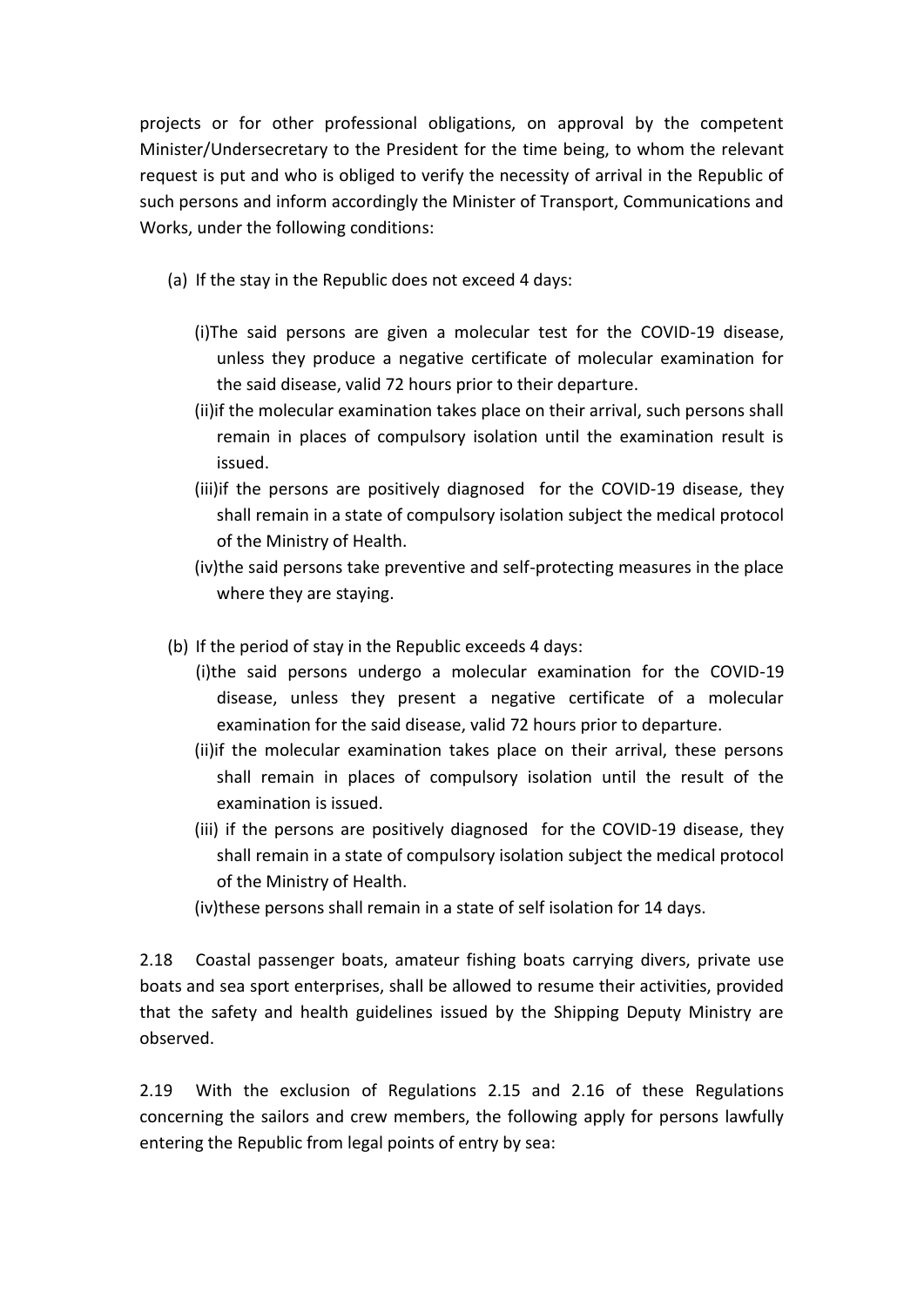projects or for other professional obligations, on approval by the competent Minister/Undersecretary to the President for the time being, to whom the relevant request is put and who is obliged to verify the necessity of arrival in the Republic of such persons and inform accordingly the Minister of Transport, Communications and Works, under the following conditions:

(a) If the stay in the Republic does not exceed 4 days:

  (i)The said persons are given a molecular test for the COVID-19 disease, unless they produce a negative certificate of molecular examination for the said disease, valid 72 hours prior to their departure.
  
  (ii)if the molecular examination takes place on their arrival, such persons shall remain in places of compulsory isolation until the examination result is issued.
  
  (iii)if the persons are positively diagnosed for the COVID-19 disease, they shall remain in a state of compulsory isolation subject the medical protocol of the Ministry of Health.
  
  (iv)the said persons take preventive and self-protecting measures in the place where they are staying.

(b) If the period of stay in the Republic exceeds 4 days:

  (i)the said persons undergo a molecular examination for the COVID-19 disease, unless they present a negative certificate of a molecular examination for the said disease, valid 72 hours prior to departure.
  
  (ii)if the molecular examination takes place on their arrival, these persons shall remain in places of compulsory isolation until the result of the examination is issued.
  
  (iii) if the persons are positively diagnosed for the COVID-19 disease, they shall remain in a state of compulsory isolation subject the medical protocol of the Ministry of Health.
  
  (iv)these persons shall remain in a state of self isolation for 14 days.

2.18 Coastal passenger boats, amateur fishing boats carrying divers, private use boats and sea sport enterprises, shall be allowed to resume their activities, provided that the safety and health guidelines issued by the Shipping Deputy Ministry are observed.

2.19 With the exclusion of Regulations 2.15 and 2.16 of these Regulations concerning the sailors and crew members, the following apply for persons lawfully entering the Republic from legal points of entry by sea: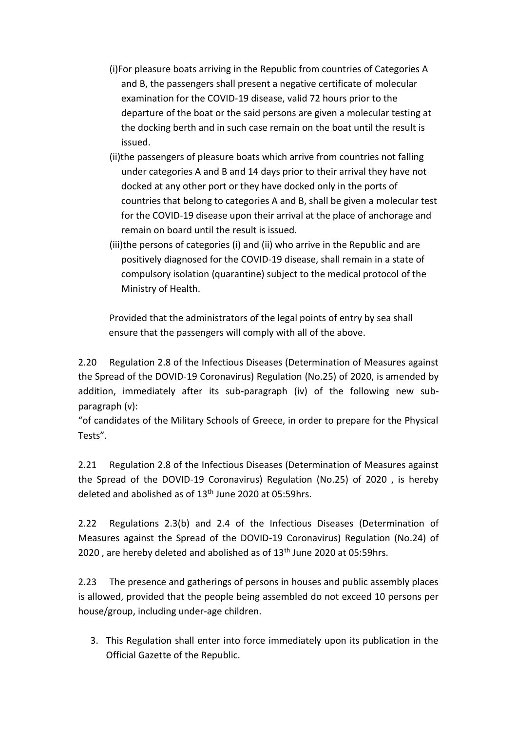(i)For pleasure boats arriving in the Republic from countries of Categories A and B, the passengers shall present a negative certificate of molecular examination for the COVID-19 disease, valid 72 hours prior to the departure of the boat or the said persons are given a molecular testing at the docking berth and in such case remain on the boat until the result is issued.

(ii)the passengers of pleasure boats which arrive from countries not falling under categories A and B and 14 days prior to their arrival they have not docked at any other port or they have docked only in the ports of countries that belong to categories A and B, shall be given a molecular test for the COVID-19 disease upon their arrival at the place of anchorage and remain on board until the result is issued.

(iii)the persons of categories (i) and (ii) who arrive in the Republic and are positively diagnosed for the COVID-19 disease, shall remain in a state of compulsory isolation (quarantine) subject to the medical protocol of the Ministry of Health.

Provided that the administrators of the legal points of entry by sea shall ensure that the passengers will comply with all of the above.

2.20 Regulation 2.8 of the Infectious Diseases (Determination of Measures against the Spread of the DOVID-19 Coronavirus) Regulation (No.25) of 2020, is amended by addition, immediately after its sub-paragraph (iv) of the following new sub-paragraph (v):

"of candidates of the Military Schools of Greece, in order to prepare for the Physical Tests".

2.21 Regulation 2.8 of the Infectious Diseases (Determination of Measures against the Spread of the DOVID-19 Coronavirus) Regulation (No.25) of 2020 , is hereby deleted and abolished as of 13th June 2020 at 05:59hrs.

2.22 Regulations 2.3(b) and 2.4 of the Infectious Diseases (Determination of Measures against the Spread of the DOVID-19 Coronavirus) Regulation (No.24) of 2020 , are hereby deleted and abolished as of 13th June 2020 at 05:59hrs.

2.23 The presence and gatherings of persons in houses and public assembly places is allowed, provided that the people being assembled do not exceed 10 persons per house/group, including under-age children.

3. This Regulation shall enter into force immediately upon its publication in the Official Gazette of the Republic.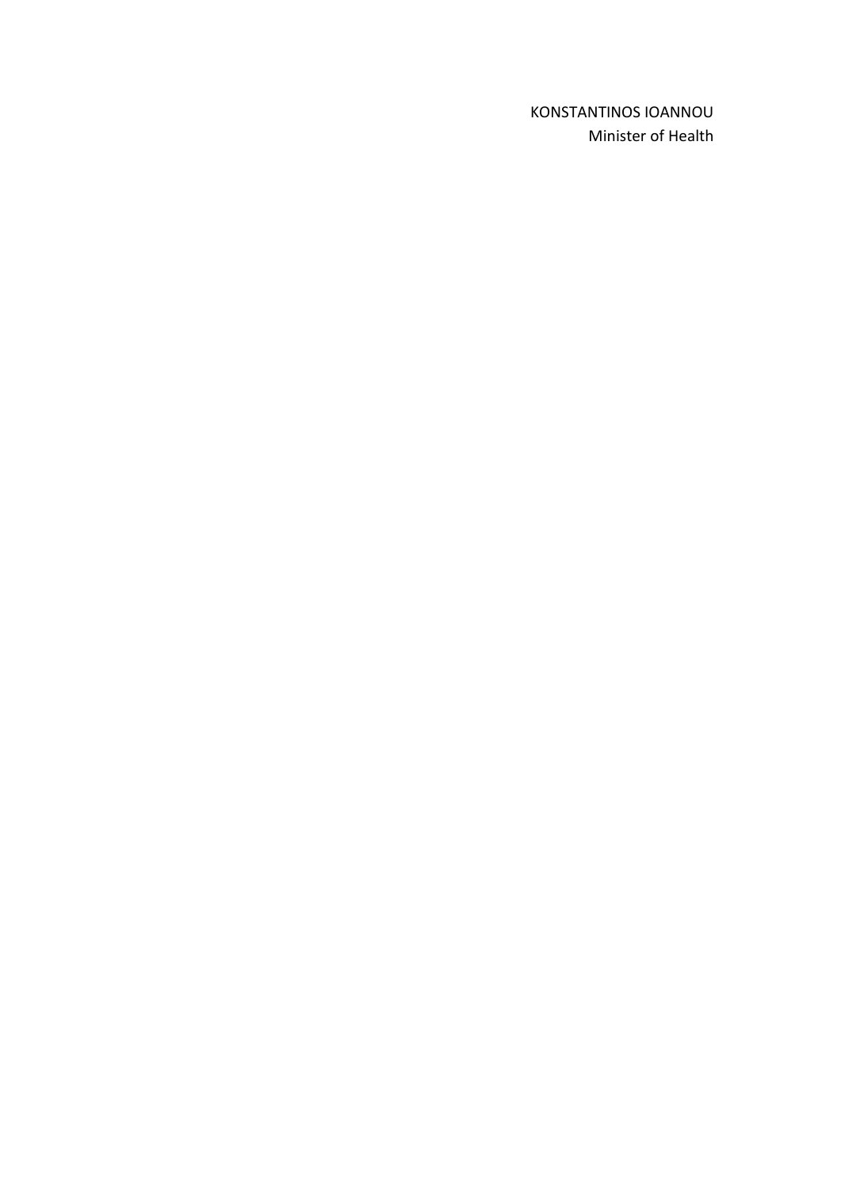KONSTANTINOS IOANNOU
Minister of Health